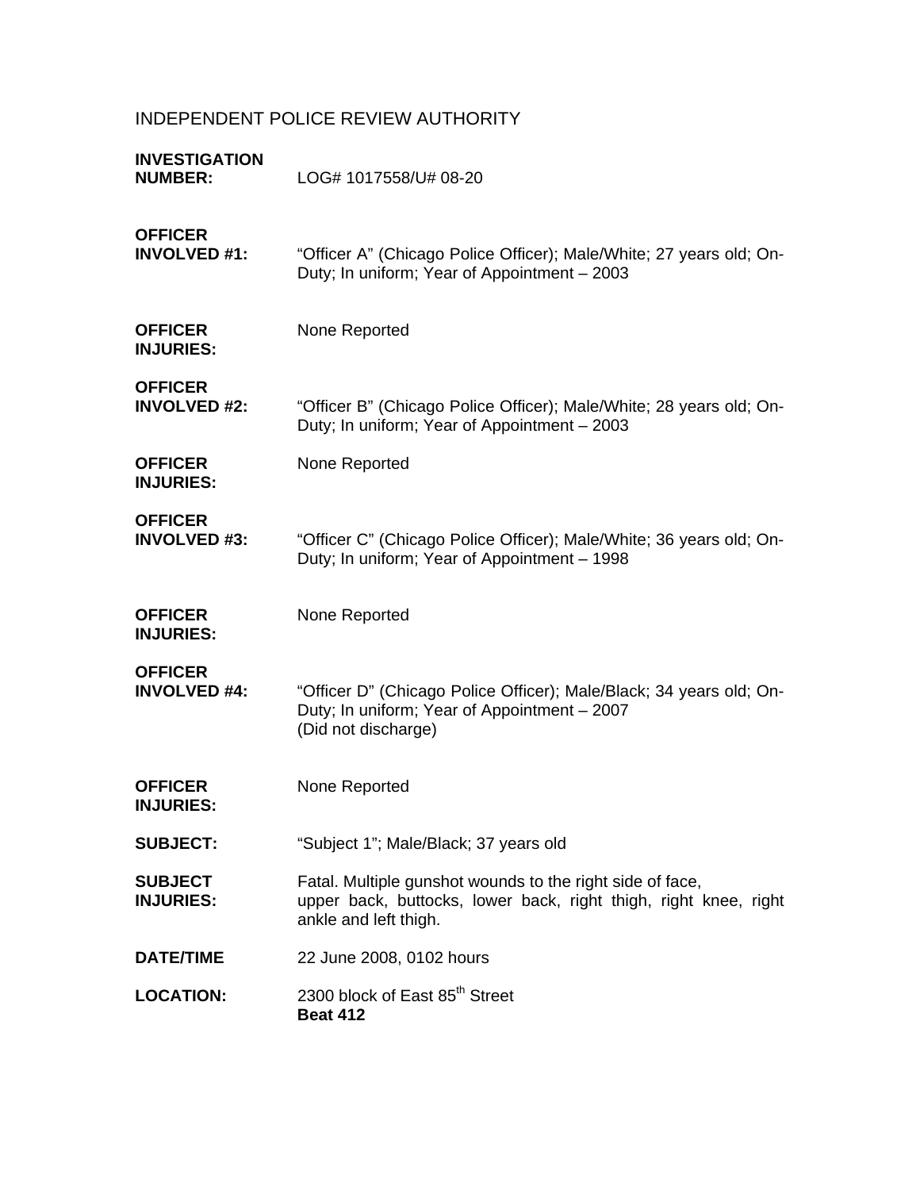INDEPENDENT POLICE REVIEW AUTHORITY

**INVESTIGATION NUMBER:** LOG# 1017558/U# 08-20

**OFFICER INVOLVED #1:** "Officer A" (Chicago Police Officer); Male/White; 27 years old; On-Duty; In uniform; Year of Appointment – 2003

**OFFICER INJURIES:** None Reported

**OFFICER INVOLVED #2:** "Officer B" (Chicago Police Officer); Male/White; 28 years old; On-Duty; In uniform; Year of Appointment – 2003

**OFFICER INJURIES:** None Reported

**OFFICER INVOLVED #3:** "Officer C" (Chicago Police Officer); Male/White; 36 years old; On-Duty; In uniform; Year of Appointment – 1998

**OFFICER INJURIES:** None Reported

**OFFICER INVOLVED #4:** "Officer D" (Chicago Police Officer); Male/Black; 34 years old; On-Duty; In uniform; Year of Appointment – 2007 (Did not discharge)

**OFFICER INJURIES:** None Reported

**SUBJECT:** "Subject 1"; Male/Black; 37 years old

**SUBJECT INJURIES:** Fatal. Multiple gunshot wounds to the right side of face, upper back, buttocks, lower back, right thigh, right knee, right ankle and left thigh.

**DATE/TIME** 22 June 2008, 0102 hours

**LOCATION:** 2300 block of East 85th Street
**Beat 412**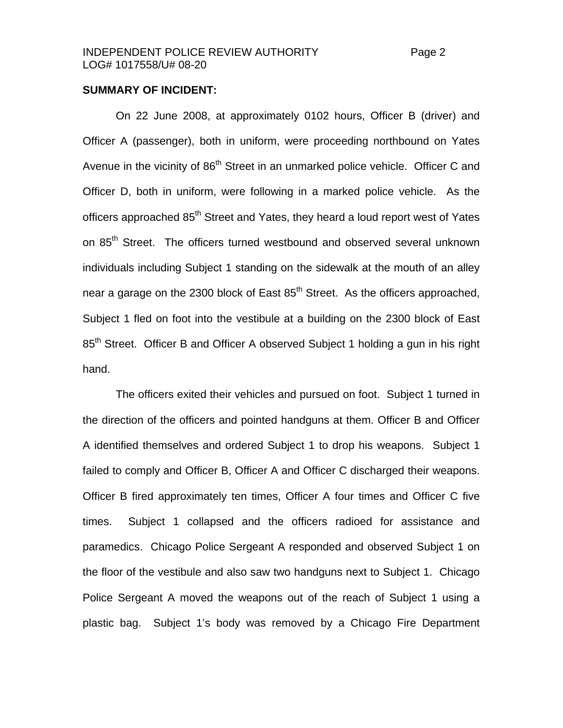**SUMMARY OF INCIDENT:**

On 22 June 2008, at approximately 0102 hours, Officer B (driver) and Officer A (passenger), both in uniform, were proceeding northbound on Yates Avenue in the vicinity of 86th Street in an unmarked police vehicle. Officer C and Officer D, both in uniform, were following in a marked police vehicle. As the officers approached 85th Street and Yates, they heard a loud report west of Yates on 85th Street. The officers turned westbound and observed several unknown individuals including Subject 1 standing on the sidewalk at the mouth of an alley near a garage on the 2300 block of East 85th Street. As the officers approached, Subject 1 fled on foot into the vestibule at a building on the 2300 block of East 85th Street. Officer B and Officer A observed Subject 1 holding a gun in his right hand.

The officers exited their vehicles and pursued on foot. Subject 1 turned in the direction of the officers and pointed handguns at them. Officer B and Officer A identified themselves and ordered Subject 1 to drop his weapons. Subject 1 failed to comply and Officer B, Officer A and Officer C discharged their weapons. Officer B fired approximately ten times, Officer A four times and Officer C five times. Subject 1 collapsed and the officers radioed for assistance and paramedics. Chicago Police Sergeant A responded and observed Subject 1 on the floor of the vestibule and also saw two handguns next to Subject 1. Chicago Police Sergeant A moved the weapons out of the reach of Subject 1 using a plastic bag. Subject 1's body was removed by a Chicago Fire Department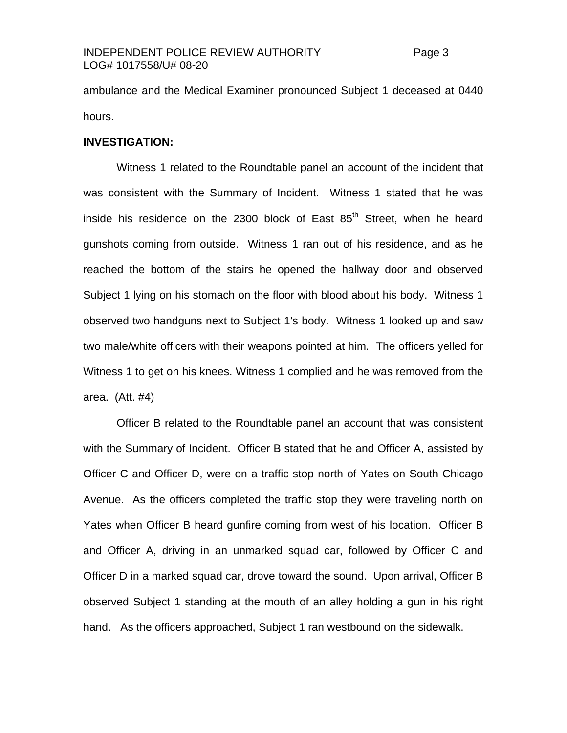ambulance and the Medical Examiner pronounced Subject 1 deceased at 0440 hours.

**INVESTIGATION:**

Witness 1 related to the Roundtable panel an account of the incident that was consistent with the Summary of Incident. Witness 1 stated that he was inside his residence on the 2300 block of East 85th Street, when he heard gunshots coming from outside. Witness 1 ran out of his residence, and as he reached the bottom of the stairs he opened the hallway door and observed Subject 1 lying on his stomach on the floor with blood about his body. Witness 1 observed two handguns next to Subject 1's body. Witness 1 looked up and saw two male/white officers with their weapons pointed at him. The officers yelled for Witness 1 to get on his knees. Witness 1 complied and he was removed from the area. (Att. #4)

Officer B related to the Roundtable panel an account that was consistent with the Summary of Incident. Officer B stated that he and Officer A, assisted by Officer C and Officer D, were on a traffic stop north of Yates on South Chicago Avenue. As the officers completed the traffic stop they were traveling north on Yates when Officer B heard gunfire coming from west of his location. Officer B and Officer A, driving in an unmarked squad car, followed by Officer C and Officer D in a marked squad car, drove toward the sound. Upon arrival, Officer B observed Subject 1 standing at the mouth of an alley holding a gun in his right hand. As the officers approached, Subject 1 ran westbound on the sidewalk.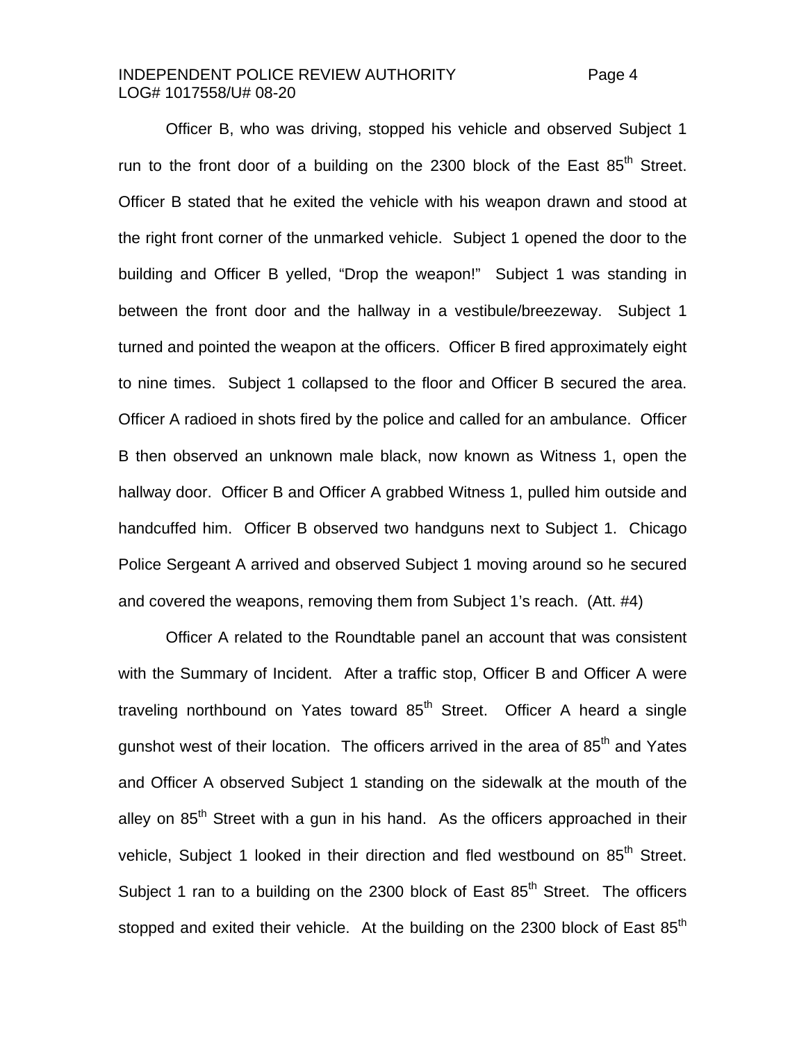Officer B, who was driving, stopped his vehicle and observed Subject 1 run to the front door of a building on the 2300 block of the East 85th Street. Officer B stated that he exited the vehicle with his weapon drawn and stood at the right front corner of the unmarked vehicle. Subject 1 opened the door to the building and Officer B yelled, "Drop the weapon!" Subject 1 was standing in between the front door and the hallway in a vestibule/breezeway. Subject 1 turned and pointed the weapon at the officers. Officer B fired approximately eight to nine times. Subject 1 collapsed to the floor and Officer B secured the area. Officer A radioed in shots fired by the police and called for an ambulance. Officer B then observed an unknown male black, now known as Witness 1, open the hallway door. Officer B and Officer A grabbed Witness 1, pulled him outside and handcuffed him. Officer B observed two handguns next to Subject 1. Chicago Police Sergeant A arrived and observed Subject 1 moving around so he secured and covered the weapons, removing them from Subject 1's reach. (Att. #4)

Officer A related to the Roundtable panel an account that was consistent with the Summary of Incident. After a traffic stop, Officer B and Officer A were traveling northbound on Yates toward 85th Street. Officer A heard a single gunshot west of their location. The officers arrived in the area of 85th and Yates and Officer A observed Subject 1 standing on the sidewalk at the mouth of the alley on 85th Street with a gun in his hand. As the officers approached in their vehicle, Subject 1 looked in their direction and fled westbound on 85th Street. Subject 1 ran to a building on the 2300 block of East 85th Street. The officers stopped and exited their vehicle. At the building on the 2300 block of East 85th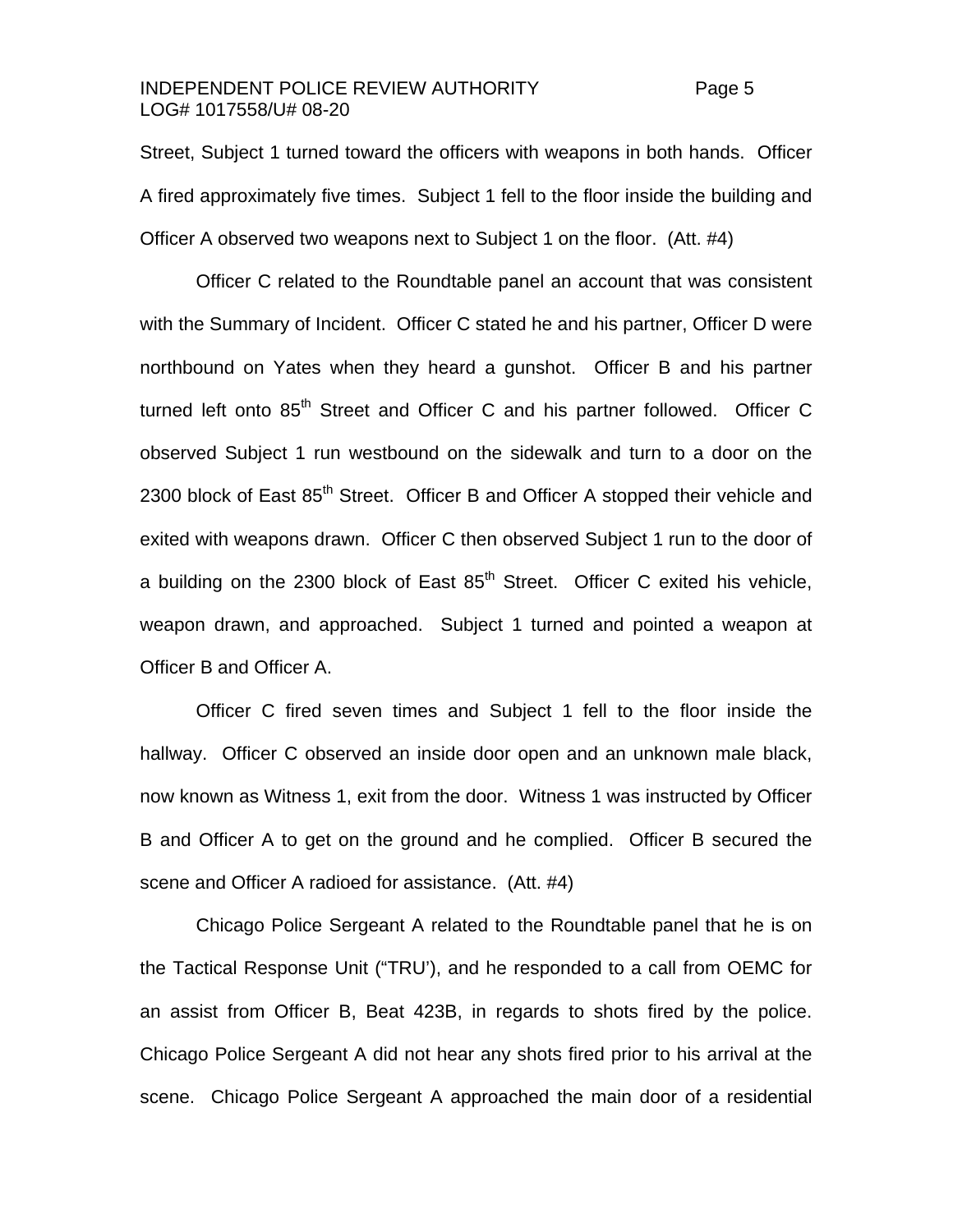Street, Subject 1 turned toward the officers with weapons in both hands. Officer A fired approximately five times. Subject 1 fell to the floor inside the building and Officer A observed two weapons next to Subject 1 on the floor. (Att. #4)

Officer C related to the Roundtable panel an account that was consistent with the Summary of Incident. Officer C stated he and his partner, Officer D were northbound on Yates when they heard a gunshot. Officer B and his partner turned left onto 85th Street and Officer C and his partner followed. Officer C observed Subject 1 run westbound on the sidewalk and turn to a door on the 2300 block of East 85th Street. Officer B and Officer A stopped their vehicle and exited with weapons drawn. Officer C then observed Subject 1 run to the door of a building on the 2300 block of East 85th Street. Officer C exited his vehicle, weapon drawn, and approached. Subject 1 turned and pointed a weapon at Officer B and Officer A.

Officer C fired seven times and Subject 1 fell to the floor inside the hallway. Officer C observed an inside door open and an unknown male black, now known as Witness 1, exit from the door. Witness 1 was instructed by Officer B and Officer A to get on the ground and he complied. Officer B secured the scene and Officer A radioed for assistance. (Att. #4)

Chicago Police Sergeant A related to the Roundtable panel that he is on the Tactical Response Unit ("TRU'), and he responded to a call from OEMC for an assist from Officer B, Beat 423B, in regards to shots fired by the police. Chicago Police Sergeant A did not hear any shots fired prior to his arrival at the scene. Chicago Police Sergeant A approached the main door of a residential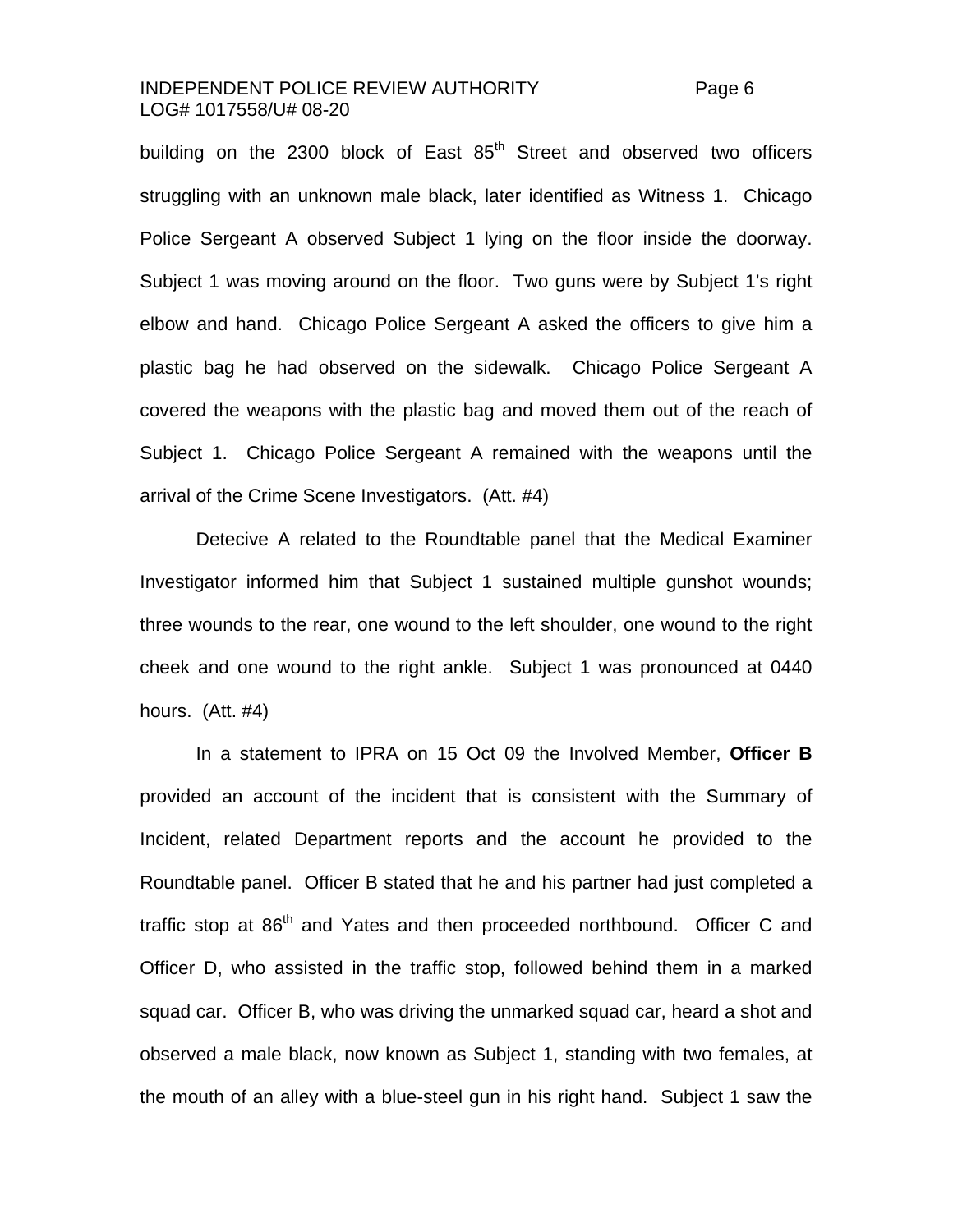building on the 2300 block of East 85th Street and observed two officers struggling with an unknown male black, later identified as Witness 1. Chicago Police Sergeant A observed Subject 1 lying on the floor inside the doorway. Subject 1 was moving around on the floor. Two guns were by Subject 1's right elbow and hand. Chicago Police Sergeant A asked the officers to give him a plastic bag he had observed on the sidewalk. Chicago Police Sergeant A covered the weapons with the plastic bag and moved them out of the reach of Subject 1. Chicago Police Sergeant A remained with the weapons until the arrival of the Crime Scene Investigators. (Att. #4)

Detecive A related to the Roundtable panel that the Medical Examiner Investigator informed him that Subject 1 sustained multiple gunshot wounds; three wounds to the rear, one wound to the left shoulder, one wound to the right cheek and one wound to the right ankle. Subject 1 was pronounced at 0440 hours. (Att. #4)

In a statement to IPRA on 15 Oct 09 the Involved Member, **Officer B** provided an account of the incident that is consistent with the Summary of Incident, related Department reports and the account he provided to the Roundtable panel. Officer B stated that he and his partner had just completed a traffic stop at 86th and Yates and then proceeded northbound. Officer C and Officer D, who assisted in the traffic stop, followed behind them in a marked squad car. Officer B, who was driving the unmarked squad car, heard a shot and observed a male black, now known as Subject 1, standing with two females, at the mouth of an alley with a blue-steel gun in his right hand. Subject 1 saw the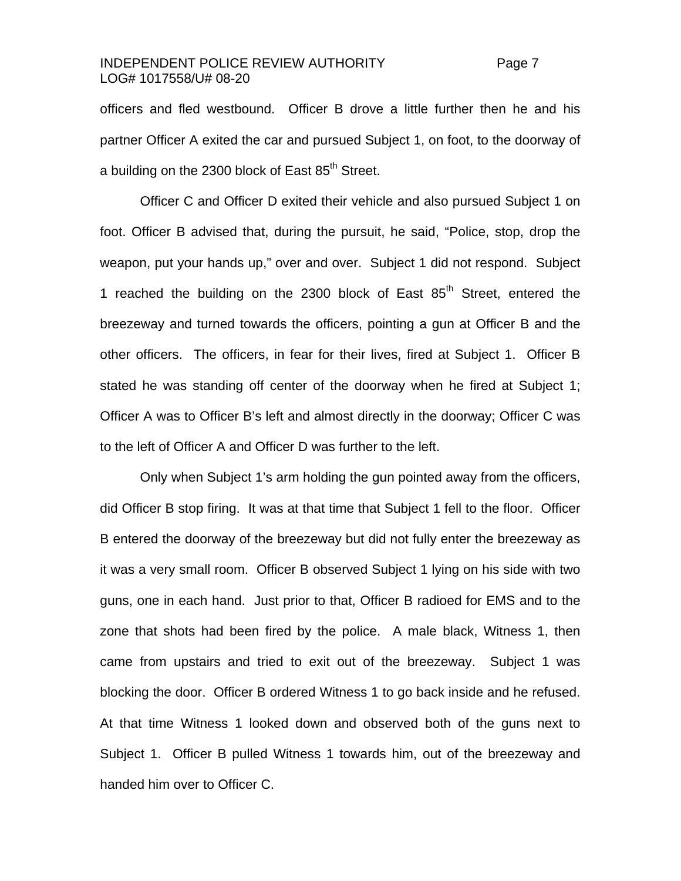officers and fled westbound. Officer B drove a little further then he and his partner Officer A exited the car and pursued Subject 1, on foot, to the doorway of a building on the 2300 block of East 85th Street.

Officer C and Officer D exited their vehicle and also pursued Subject 1 on foot. Officer B advised that, during the pursuit, he said, "Police, stop, drop the weapon, put your hands up," over and over. Subject 1 did not respond. Subject 1 reached the building on the 2300 block of East 85th Street, entered the breezeway and turned towards the officers, pointing a gun at Officer B and the other officers. The officers, in fear for their lives, fired at Subject 1. Officer B stated he was standing off center of the doorway when he fired at Subject 1; Officer A was to Officer B's left and almost directly in the doorway; Officer C was to the left of Officer A and Officer D was further to the left.

Only when Subject 1's arm holding the gun pointed away from the officers, did Officer B stop firing. It was at that time that Subject 1 fell to the floor. Officer B entered the doorway of the breezeway but did not fully enter the breezeway as it was a very small room. Officer B observed Subject 1 lying on his side with two guns, one in each hand. Just prior to that, Officer B radioed for EMS and to the zone that shots had been fired by the police. A male black, Witness 1, then came from upstairs and tried to exit out of the breezeway. Subject 1 was blocking the door. Officer B ordered Witness 1 to go back inside and he refused. At that time Witness 1 looked down and observed both of the guns next to Subject 1. Officer B pulled Witness 1 towards him, out of the breezeway and handed him over to Officer C.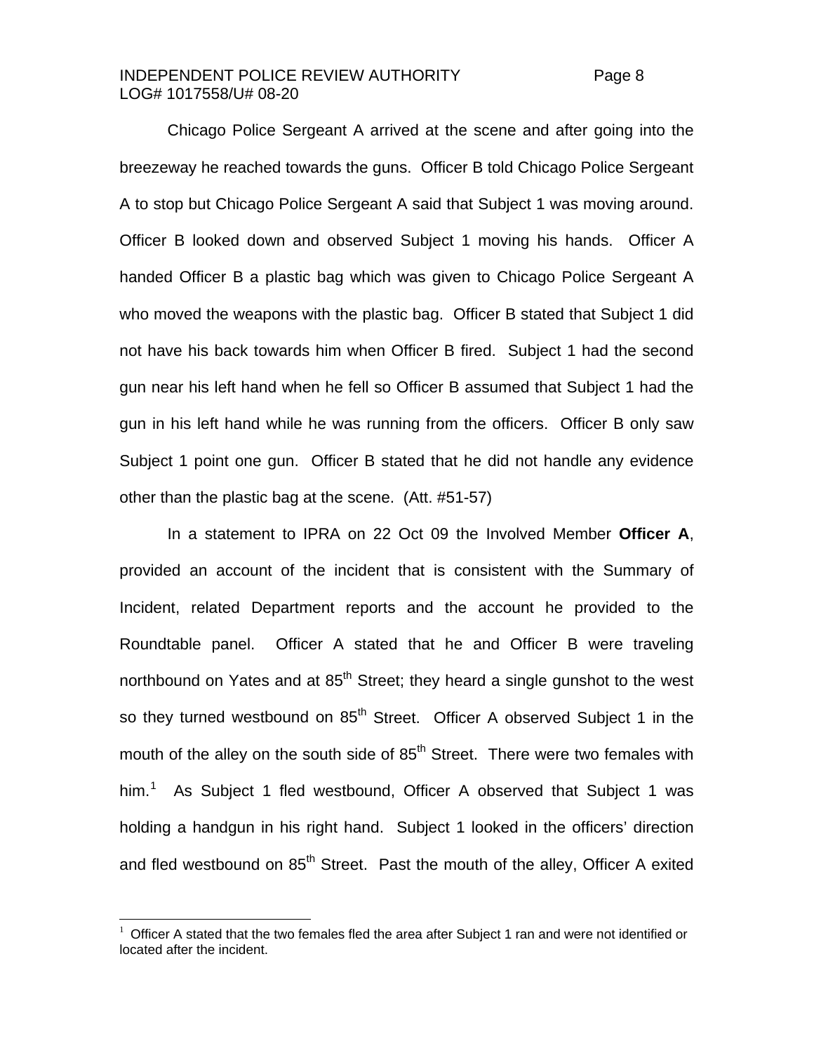Chicago Police Sergeant A arrived at the scene and after going into the breezeway he reached towards the guns. Officer B told Chicago Police Sergeant A to stop but Chicago Police Sergeant A said that Subject 1 was moving around. Officer B looked down and observed Subject 1 moving his hands. Officer A handed Officer B a plastic bag which was given to Chicago Police Sergeant A who moved the weapons with the plastic bag. Officer B stated that Subject 1 did not have his back towards him when Officer B fired. Subject 1 had the second gun near his left hand when he fell so Officer B assumed that Subject 1 had the gun in his left hand while he was running from the officers. Officer B only saw Subject 1 point one gun. Officer B stated that he did not handle any evidence other than the plastic bag at the scene. (Att. #51-57)

In a statement to IPRA on 22 Oct 09 the Involved Member **Officer A**, provided an account of the incident that is consistent with the Summary of Incident, related Department reports and the account he provided to the Roundtable panel. Officer A stated that he and Officer B were traveling northbound on Yates and at 85th Street; they heard a single gunshot to the west so they turned westbound on 85th Street. Officer A observed Subject 1 in the mouth of the alley on the south side of 85th Street. There were two females with him.[1] As Subject 1 fled westbound, Officer A observed that Subject 1 was holding a handgun in his right hand. Subject 1 looked in the officers' direction and fled westbound on 85th Street. Past the mouth of the alley, Officer A exited

[1] Officer A stated that the two females fled the area after Subject 1 ran and were not identified or located after the incident.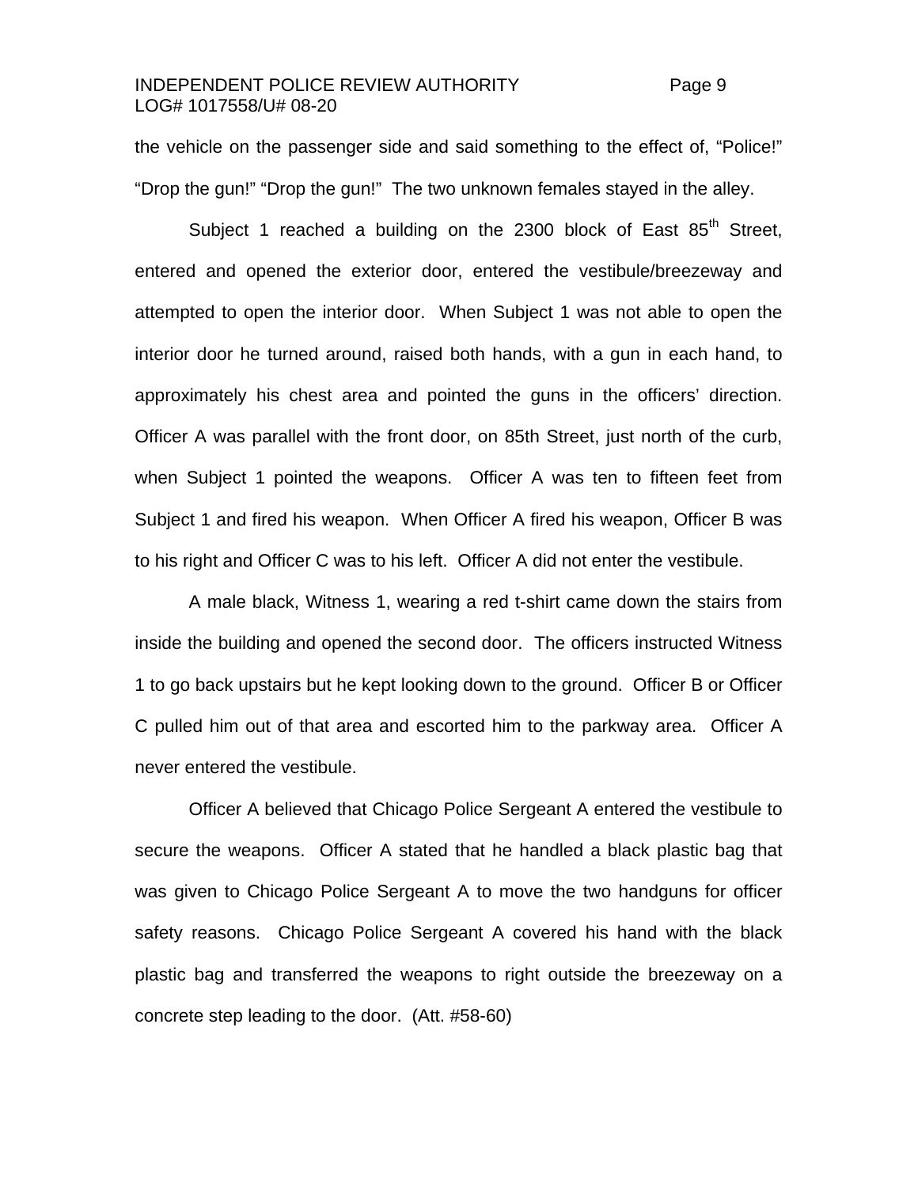the vehicle on the passenger side and said something to the effect of, "Police!" "Drop the gun!" "Drop the gun!" The two unknown females stayed in the alley.

Subject 1 reached a building on the 2300 block of East 85th Street, entered and opened the exterior door, entered the vestibule/breezeway and attempted to open the interior door. When Subject 1 was not able to open the interior door he turned around, raised both hands, with a gun in each hand, to approximately his chest area and pointed the guns in the officers' direction. Officer A was parallel with the front door, on 85th Street, just north of the curb, when Subject 1 pointed the weapons. Officer A was ten to fifteen feet from Subject 1 and fired his weapon. When Officer A fired his weapon, Officer B was to his right and Officer C was to his left. Officer A did not enter the vestibule.

A male black, Witness 1, wearing a red t-shirt came down the stairs from inside the building and opened the second door. The officers instructed Witness 1 to go back upstairs but he kept looking down to the ground. Officer B or Officer C pulled him out of that area and escorted him to the parkway area. Officer A never entered the vestibule.

Officer A believed that Chicago Police Sergeant A entered the vestibule to secure the weapons. Officer A stated that he handled a black plastic bag that was given to Chicago Police Sergeant A to move the two handguns for officer safety reasons. Chicago Police Sergeant A covered his hand with the black plastic bag and transferred the weapons to right outside the breezeway on a concrete step leading to the door. (Att. #58-60)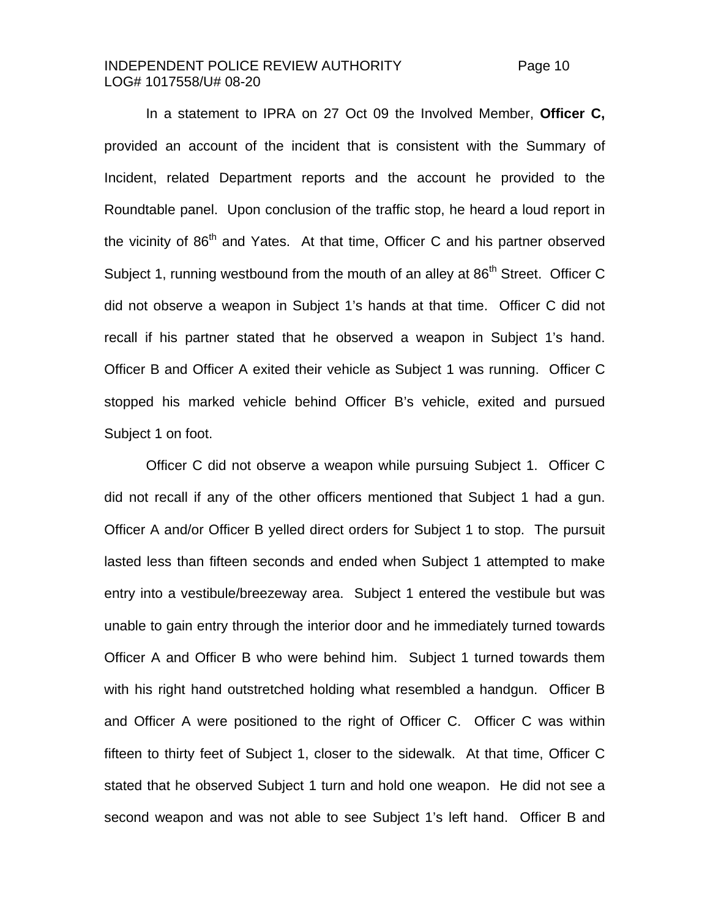In a statement to IPRA on 27 Oct 09 the Involved Member, **Officer C,** provided an account of the incident that is consistent with the Summary of Incident, related Department reports and the account he provided to the Roundtable panel. Upon conclusion of the traffic stop, he heard a loud report in the vicinity of 86th and Yates. At that time, Officer C and his partner observed Subject 1, running westbound from the mouth of an alley at 86th Street. Officer C did not observe a weapon in Subject 1's hands at that time. Officer C did not recall if his partner stated that he observed a weapon in Subject 1's hand. Officer B and Officer A exited their vehicle as Subject 1 was running. Officer C stopped his marked vehicle behind Officer B's vehicle, exited and pursued Subject 1 on foot.

Officer C did not observe a weapon while pursuing Subject 1. Officer C did not recall if any of the other officers mentioned that Subject 1 had a gun. Officer A and/or Officer B yelled direct orders for Subject 1 to stop. The pursuit lasted less than fifteen seconds and ended when Subject 1 attempted to make entry into a vestibule/breezeway area. Subject 1 entered the vestibule but was unable to gain entry through the interior door and he immediately turned towards Officer A and Officer B who were behind him. Subject 1 turned towards them with his right hand outstretched holding what resembled a handgun. Officer B and Officer A were positioned to the right of Officer C. Officer C was within fifteen to thirty feet of Subject 1, closer to the sidewalk. At that time, Officer C stated that he observed Subject 1 turn and hold one weapon. He did not see a second weapon and was not able to see Subject 1's left hand. Officer B and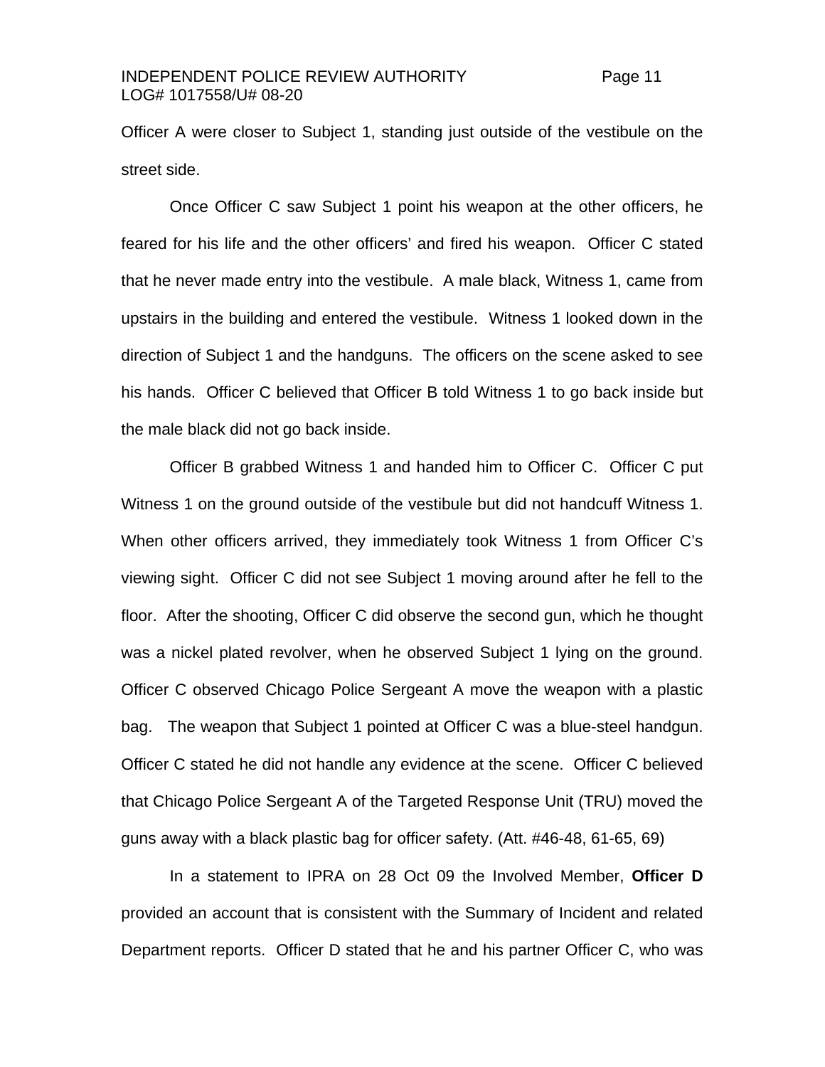Officer A were closer to Subject 1, standing just outside of the vestibule on the street side.

Once Officer C saw Subject 1 point his weapon at the other officers, he feared for his life and the other officers' and fired his weapon. Officer C stated that he never made entry into the vestibule. A male black, Witness 1, came from upstairs in the building and entered the vestibule. Witness 1 looked down in the direction of Subject 1 and the handguns. The officers on the scene asked to see his hands. Officer C believed that Officer B told Witness 1 to go back inside but the male black did not go back inside.

Officer B grabbed Witness 1 and handed him to Officer C. Officer C put Witness 1 on the ground outside of the vestibule but did not handcuff Witness 1. When other officers arrived, they immediately took Witness 1 from Officer C's viewing sight. Officer C did not see Subject 1 moving around after he fell to the floor. After the shooting, Officer C did observe the second gun, which he thought was a nickel plated revolver, when he observed Subject 1 lying on the ground. Officer C observed Chicago Police Sergeant A move the weapon with a plastic bag. The weapon that Subject 1 pointed at Officer C was a blue-steel handgun. Officer C stated he did not handle any evidence at the scene. Officer C believed that Chicago Police Sergeant A of the Targeted Response Unit (TRU) moved the guns away with a black plastic bag for officer safety. (Att. #46-48, 61-65, 69)

In a statement to IPRA on 28 Oct 09 the Involved Member, **Officer D** provided an account that is consistent with the Summary of Incident and related Department reports. Officer D stated that he and his partner Officer C, who was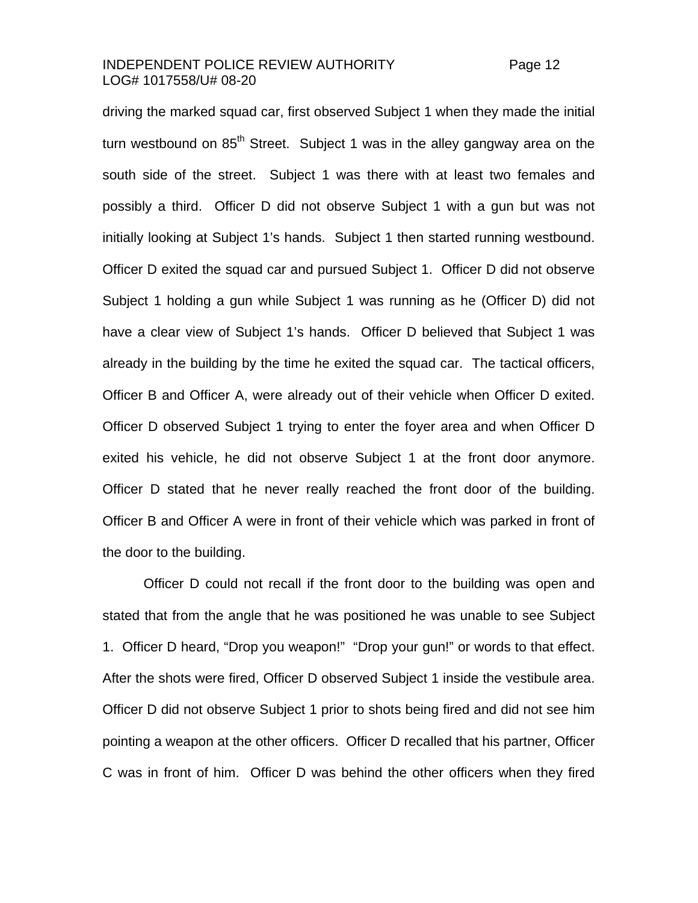driving the marked squad car, first observed Subject 1 when they made the initial turn westbound on 85th Street. Subject 1 was in the alley gangway area on the south side of the street. Subject 1 was there with at least two females and possibly a third. Officer D did not observe Subject 1 with a gun but was not initially looking at Subject 1's hands. Subject 1 then started running westbound. Officer D exited the squad car and pursued Subject 1. Officer D did not observe Subject 1 holding a gun while Subject 1 was running as he (Officer D) did not have a clear view of Subject 1's hands. Officer D believed that Subject 1 was already in the building by the time he exited the squad car. The tactical officers, Officer B and Officer A, were already out of their vehicle when Officer D exited. Officer D observed Subject 1 trying to enter the foyer area and when Officer D exited his vehicle, he did not observe Subject 1 at the front door anymore. Officer D stated that he never really reached the front door of the building. Officer B and Officer A were in front of their vehicle which was parked in front of the door to the building.

Officer D could not recall if the front door to the building was open and stated that from the angle that he was positioned he was unable to see Subject 1. Officer D heard, "Drop you weapon!" "Drop your gun!" or words to that effect. After the shots were fired, Officer D observed Subject 1 inside the vestibule area. Officer D did not observe Subject 1 prior to shots being fired and did not see him pointing a weapon at the other officers. Officer D recalled that his partner, Officer C was in front of him. Officer D was behind the other officers when they fired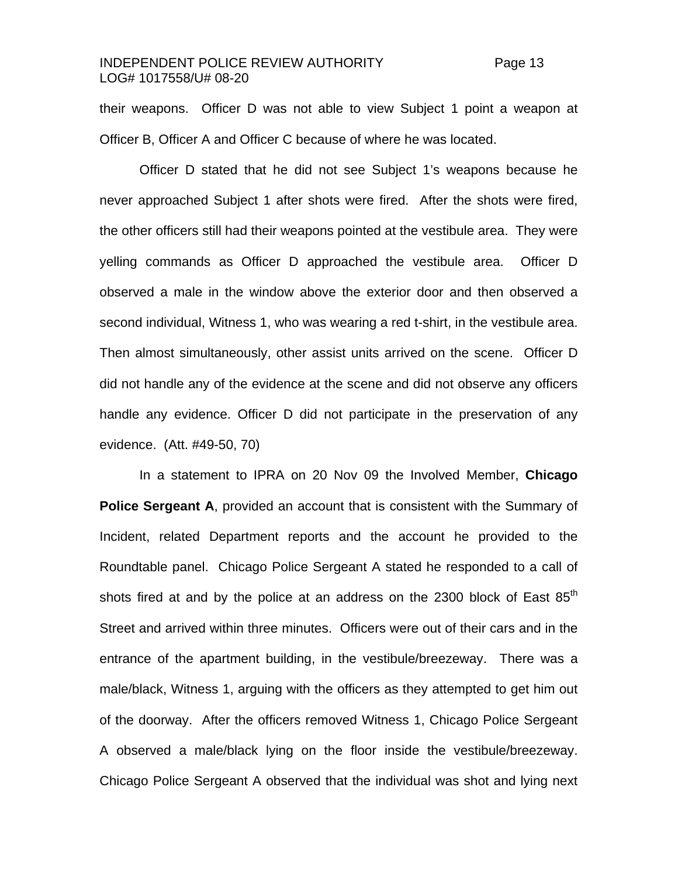their weapons. Officer D was not able to view Subject 1 point a weapon at Officer B, Officer A and Officer C because of where he was located.

Officer D stated that he did not see Subject 1's weapons because he never approached Subject 1 after shots were fired. After the shots were fired, the other officers still had their weapons pointed at the vestibule area. They were yelling commands as Officer D approached the vestibule area. Officer D observed a male in the window above the exterior door and then observed a second individual, Witness 1, who was wearing a red t-shirt, in the vestibule area. Then almost simultaneously, other assist units arrived on the scene. Officer D did not handle any of the evidence at the scene and did not observe any officers handle any evidence. Officer D did not participate in the preservation of any evidence. (Att. #49-50, 70)

In a statement to IPRA on 20 Nov 09 the Involved Member, **Chicago Police Sergeant A**, provided an account that is consistent with the Summary of Incident, related Department reports and the account he provided to the Roundtable panel. Chicago Police Sergeant A stated he responded to a call of shots fired at and by the police at an address on the 2300 block of East 85th Street and arrived within three minutes. Officers were out of their cars and in the entrance of the apartment building, in the vestibule/breezeway. There was a male/black, Witness 1, arguing with the officers as they attempted to get him out of the doorway. After the officers removed Witness 1, Chicago Police Sergeant A observed a male/black lying on the floor inside the vestibule/breezeway. Chicago Police Sergeant A observed that the individual was shot and lying next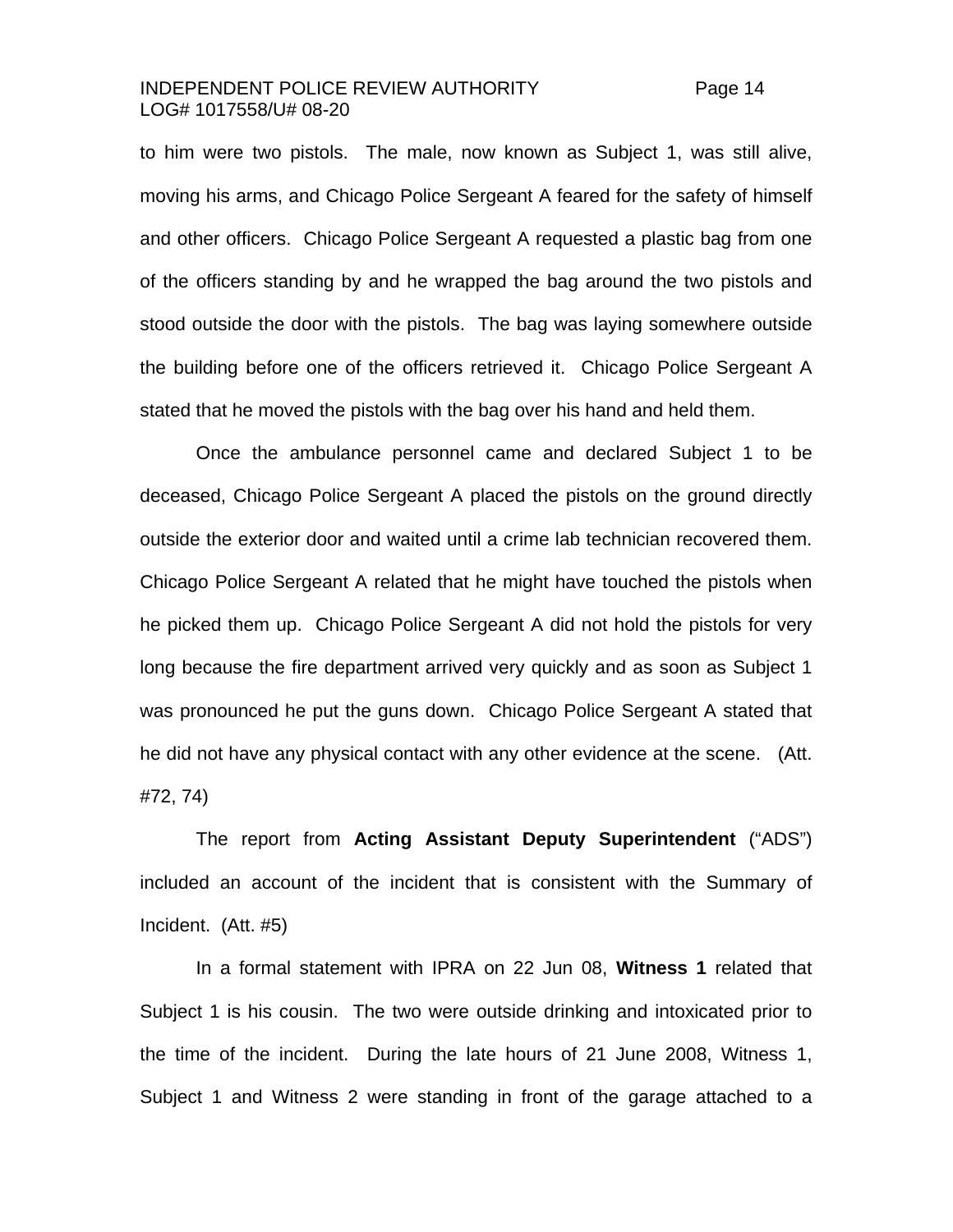to him were two pistols. The male, now known as Subject 1, was still alive, moving his arms, and Chicago Police Sergeant A feared for the safety of himself and other officers. Chicago Police Sergeant A requested a plastic bag from one of the officers standing by and he wrapped the bag around the two pistols and stood outside the door with the pistols. The bag was laying somewhere outside the building before one of the officers retrieved it. Chicago Police Sergeant A stated that he moved the pistols with the bag over his hand and held them.

Once the ambulance personnel came and declared Subject 1 to be deceased, Chicago Police Sergeant A placed the pistols on the ground directly outside the exterior door and waited until a crime lab technician recovered them. Chicago Police Sergeant A related that he might have touched the pistols when he picked them up. Chicago Police Sergeant A did not hold the pistols for very long because the fire department arrived very quickly and as soon as Subject 1 was pronounced he put the guns down. Chicago Police Sergeant A stated that he did not have any physical contact with any other evidence at the scene. (Att. #72, 74)

The report from **Acting Assistant Deputy Superintendent** ("ADS") included an account of the incident that is consistent with the Summary of Incident. (Att. #5)

In a formal statement with IPRA on 22 Jun 08, **Witness 1** related that Subject 1 is his cousin. The two were outside drinking and intoxicated prior to the time of the incident. During the late hours of 21 June 2008, Witness 1, Subject 1 and Witness 2 were standing in front of the garage attached to a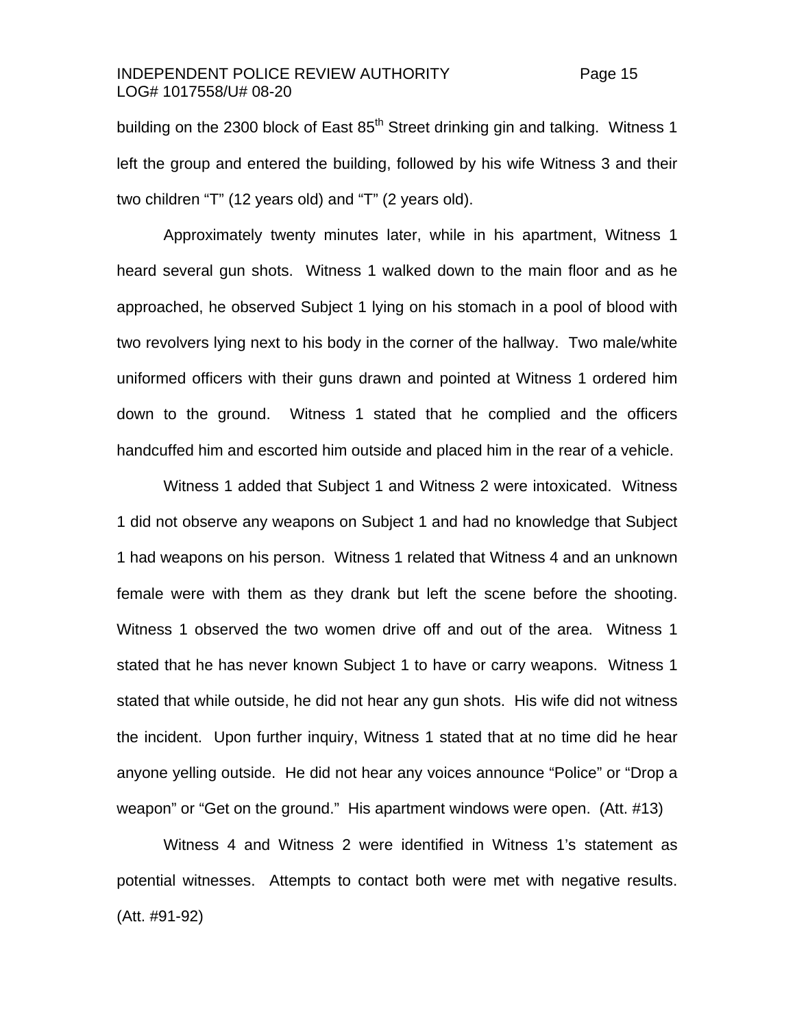building on the 2300 block of East 85th Street drinking gin and talking. Witness 1 left the group and entered the building, followed by his wife Witness 3 and their two children "T" (12 years old) and "T" (2 years old).

Approximately twenty minutes later, while in his apartment, Witness 1 heard several gun shots. Witness 1 walked down to the main floor and as he approached, he observed Subject 1 lying on his stomach in a pool of blood with two revolvers lying next to his body in the corner of the hallway. Two male/white uniformed officers with their guns drawn and pointed at Witness 1 ordered him down to the ground. Witness 1 stated that he complied and the officers handcuffed him and escorted him outside and placed him in the rear of a vehicle.

Witness 1 added that Subject 1 and Witness 2 were intoxicated. Witness 1 did not observe any weapons on Subject 1 and had no knowledge that Subject 1 had weapons on his person. Witness 1 related that Witness 4 and an unknown female were with them as they drank but left the scene before the shooting. Witness 1 observed the two women drive off and out of the area. Witness 1 stated that he has never known Subject 1 to have or carry weapons. Witness 1 stated that while outside, he did not hear any gun shots. His wife did not witness the incident. Upon further inquiry, Witness 1 stated that at no time did he hear anyone yelling outside. He did not hear any voices announce "Police" or "Drop a weapon" or "Get on the ground." His apartment windows were open. (Att. #13)

Witness 4 and Witness 2 were identified in Witness 1's statement as potential witnesses. Attempts to contact both were met with negative results. (Att. #91-92)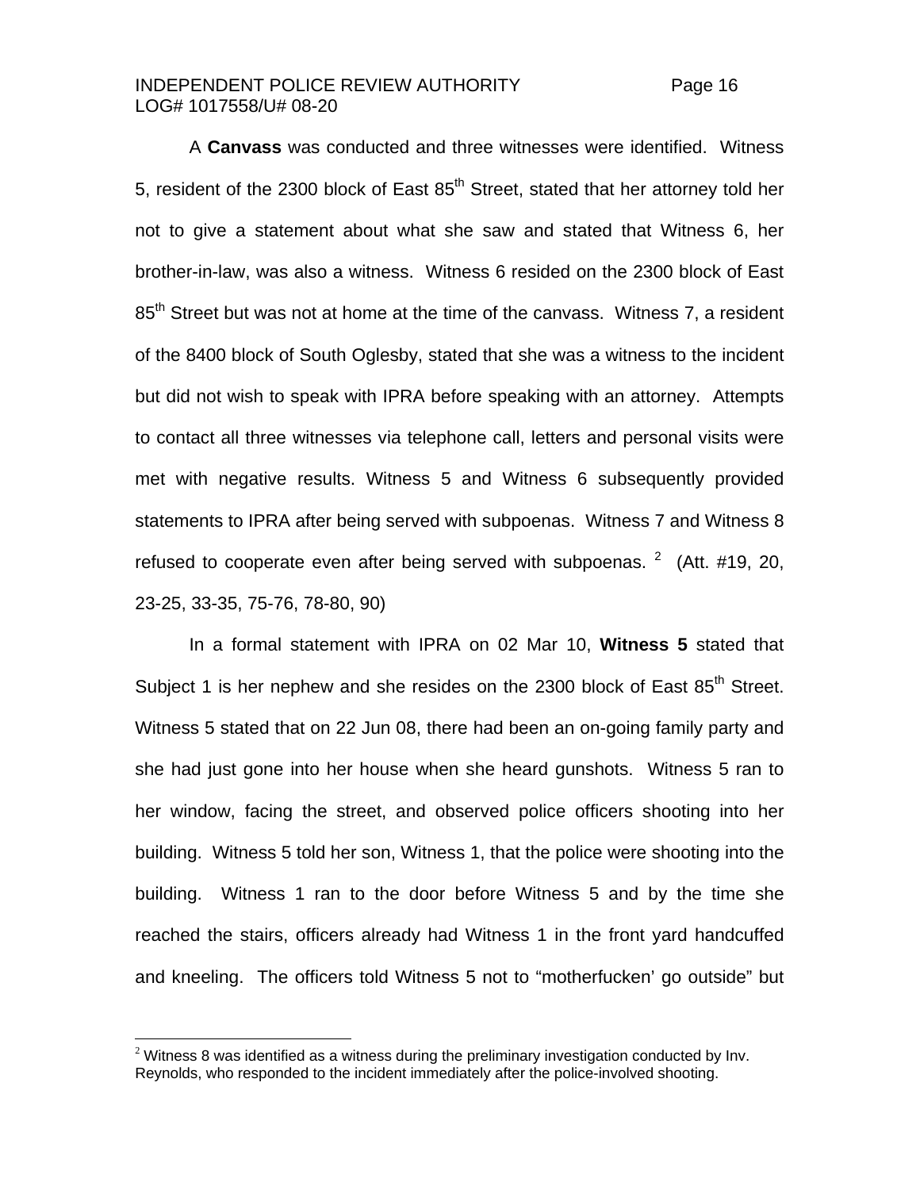A **Canvass** was conducted and three witnesses were identified. Witness 5, resident of the 2300 block of East 85th Street, stated that her attorney told her not to give a statement about what she saw and stated that Witness 6, her brother-in-law, was also a witness. Witness 6 resided on the 2300 block of East 85th Street but was not at home at the time of the canvass. Witness 7, a resident of the 8400 block of South Oglesby, stated that she was a witness to the incident but did not wish to speak with IPRA before speaking with an attorney. Attempts to contact all three witnesses via telephone call, letters and personal visits were met with negative results. Witness 5 and Witness 6 subsequently provided statements to IPRA after being served with subpoenas. Witness 7 and Witness 8 refused to cooperate even after being served with subpoenas. [2] (Att. #19, 20, 23-25, 33-35, 75-76, 78-80, 90)

In a formal statement with IPRA on 02 Mar 10, **Witness 5** stated that Subject 1 is her nephew and she resides on the 2300 block of East 85th Street. Witness 5 stated that on 22 Jun 08, there had been an on-going family party and she had just gone into her house when she heard gunshots. Witness 5 ran to her window, facing the street, and observed police officers shooting into her building. Witness 5 told her son, Witness 1, that the police were shooting into the building. Witness 1 ran to the door before Witness 5 and by the time she reached the stairs, officers already had Witness 1 in the front yard handcuffed and kneeling. The officers told Witness 5 not to "motherfucken' go outside" but

[2] Witness 8 was identified as a witness during the preliminary investigation conducted by Inv. Reynolds, who responded to the incident immediately after the police-involved shooting.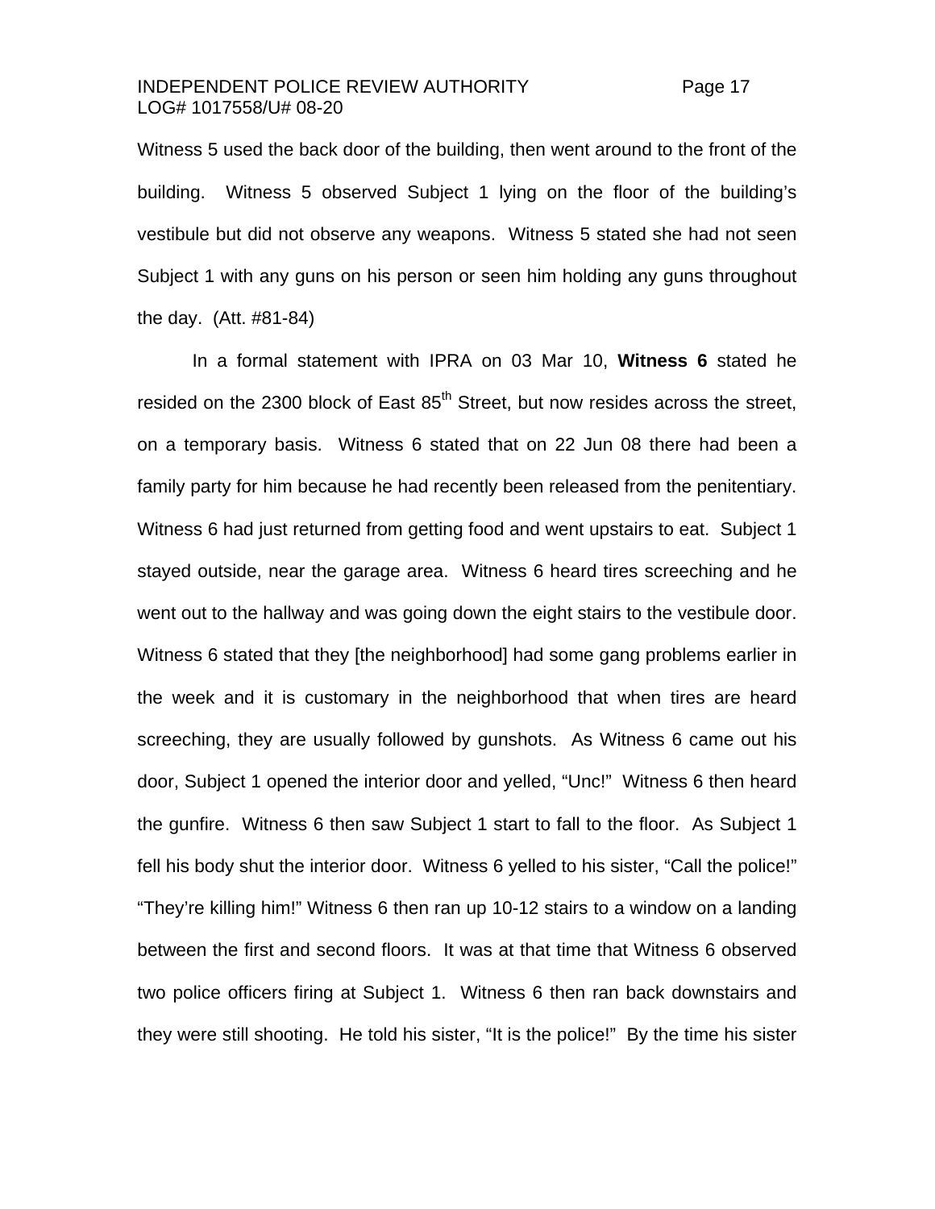Witness 5 used the back door of the building, then went around to the front of the building. Witness 5 observed Subject 1 lying on the floor of the building's vestibule but did not observe any weapons. Witness 5 stated she had not seen Subject 1 with any guns on his person or seen him holding any guns throughout the day. (Att. #81-84)

In a formal statement with IPRA on 03 Mar 10, **Witness 6** stated he resided on the 2300 block of East 85th Street, but now resides across the street, on a temporary basis. Witness 6 stated that on 22 Jun 08 there had been a family party for him because he had recently been released from the penitentiary. Witness 6 had just returned from getting food and went upstairs to eat. Subject 1 stayed outside, near the garage area. Witness 6 heard tires screeching and he went out to the hallway and was going down the eight stairs to the vestibule door. Witness 6 stated that they [the neighborhood] had some gang problems earlier in the week and it is customary in the neighborhood that when tires are heard screeching, they are usually followed by gunshots. As Witness 6 came out his door, Subject 1 opened the interior door and yelled, "Unc!" Witness 6 then heard the gunfire. Witness 6 then saw Subject 1 start to fall to the floor. As Subject 1 fell his body shut the interior door. Witness 6 yelled to his sister, "Call the police!" "They're killing him!" Witness 6 then ran up 10-12 stairs to a window on a landing between the first and second floors. It was at that time that Witness 6 observed two police officers firing at Subject 1. Witness 6 then ran back downstairs and they were still shooting. He told his sister, "It is the police!" By the time his sister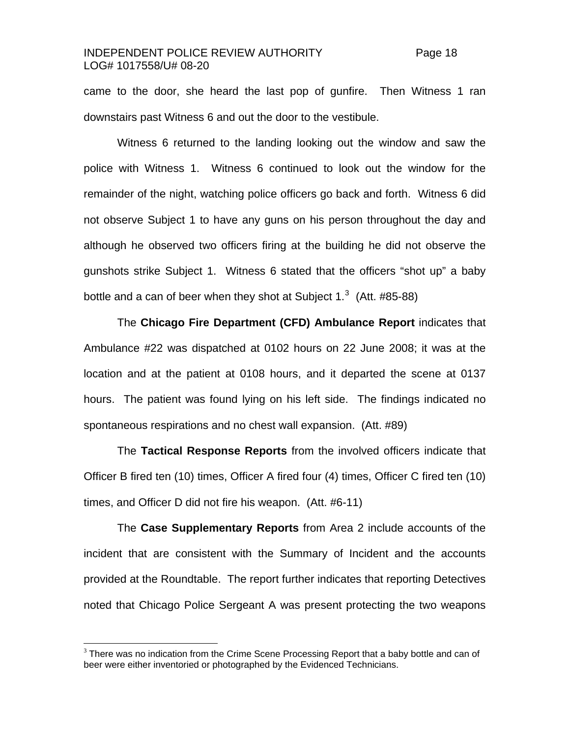came to the door, she heard the last pop of gunfire. Then Witness 1 ran downstairs past Witness 6 and out the door to the vestibule.

Witness 6 returned to the landing looking out the window and saw the police with Witness 1. Witness 6 continued to look out the window for the remainder of the night, watching police officers go back and forth. Witness 6 did not observe Subject 1 to have any guns on his person throughout the day and although he observed two officers firing at the building he did not observe the gunshots strike Subject 1. Witness 6 stated that the officers "shot up" a baby bottle and a can of beer when they shot at Subject 1.[3] (Att. #85-88)

The **Chicago Fire Department (CFD) Ambulance Report** indicates that Ambulance #22 was dispatched at 0102 hours on 22 June 2008; it was at the location and at the patient at 0108 hours, and it departed the scene at 0137 hours. The patient was found lying on his left side. The findings indicated no spontaneous respirations and no chest wall expansion. (Att. #89)

The **Tactical Response Reports** from the involved officers indicate that Officer B fired ten (10) times, Officer A fired four (4) times, Officer C fired ten (10) times, and Officer D did not fire his weapon. (Att. #6-11)

The **Case Supplementary Reports** from Area 2 include accounts of the incident that are consistent with the Summary of Incident and the accounts provided at the Roundtable. The report further indicates that reporting Detectives noted that Chicago Police Sergeant A was present protecting the two weapons

[3] There was no indication from the Crime Scene Processing Report that a baby bottle and can of beer were either inventoried or photographed by the Evidenced Technicians.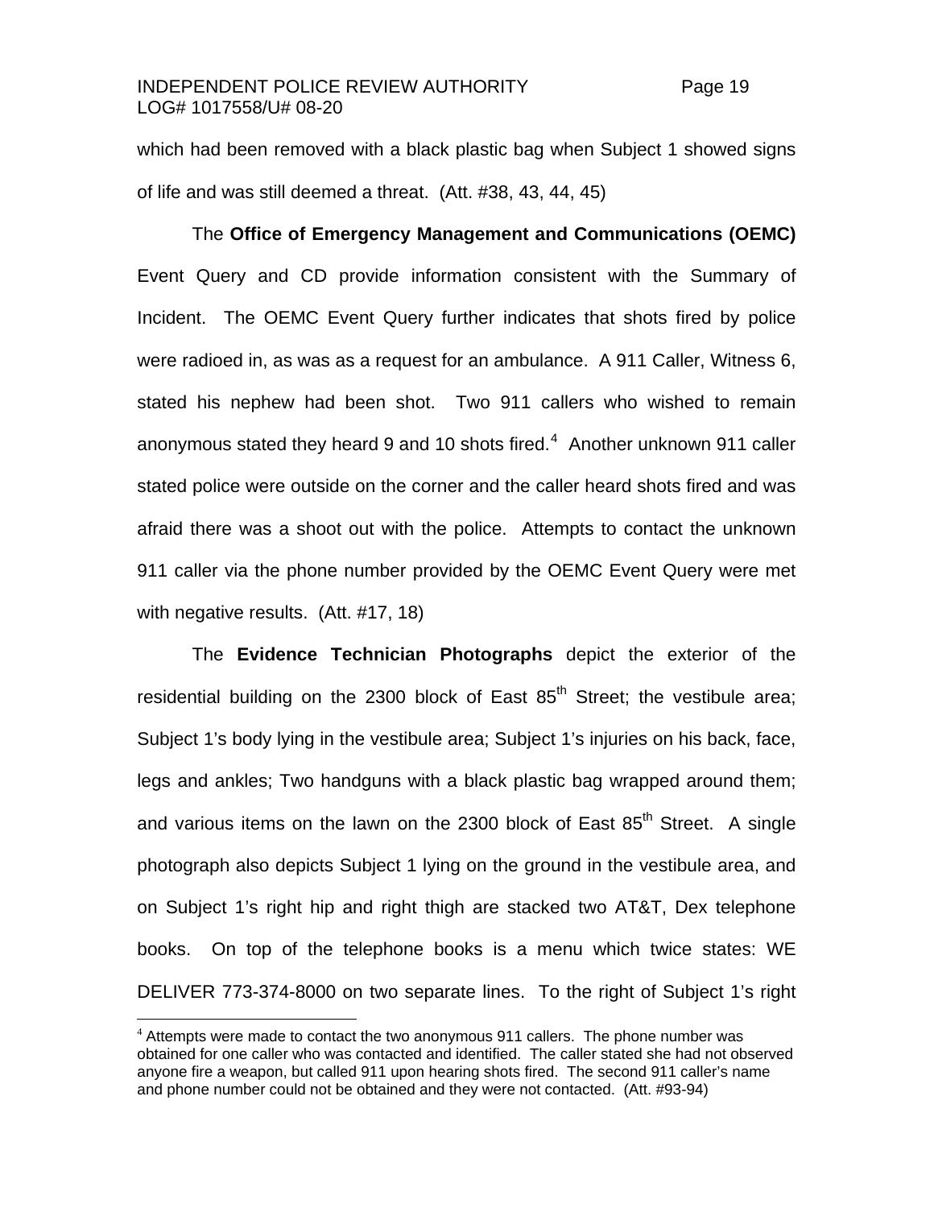which had been removed with a black plastic bag when Subject 1 showed signs of life and was still deemed a threat. (Att. #38, 43, 44, 45)

The **Office of Emergency Management and Communications (OEMC)** Event Query and CD provide information consistent with the Summary of Incident. The OEMC Event Query further indicates that shots fired by police were radioed in, as was as a request for an ambulance. A 911 Caller, Witness 6, stated his nephew had been shot. Two 911 callers who wished to remain anonymous stated they heard 9 and 10 shots fired.[4] Another unknown 911 caller stated police were outside on the corner and the caller heard shots fired and was afraid there was a shoot out with the police. Attempts to contact the unknown 911 caller via the phone number provided by the OEMC Event Query were met with negative results. (Att. #17, 18)

The **Evidence Technician Photographs** depict the exterior of the residential building on the 2300 block of East 85th Street; the vestibule area; Subject 1's body lying in the vestibule area; Subject 1's injuries on his back, face, legs and ankles; Two handguns with a black plastic bag wrapped around them; and various items on the lawn on the 2300 block of East 85th Street. A single photograph also depicts Subject 1 lying on the ground in the vestibule area, and on Subject 1's right hip and right thigh are stacked two AT&T, Dex telephone books. On top of the telephone books is a menu which twice states: WE DELIVER 773-374-8000 on two separate lines. To the right of Subject 1's right

[4] Attempts were made to contact the two anonymous 911 callers. The phone number was obtained for one caller who was contacted and identified. The caller stated she had not observed anyone fire a weapon, but called 911 upon hearing shots fired. The second 911 caller's name and phone number could not be obtained and they were not contacted. (Att. #93-94)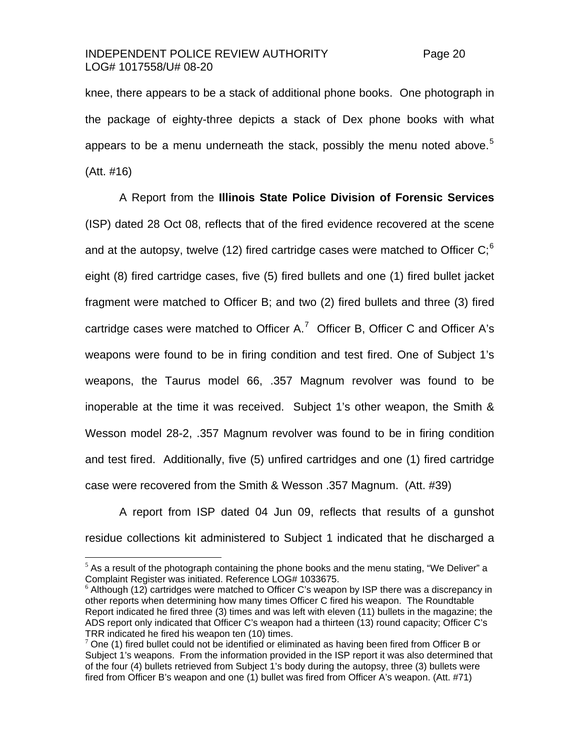knee, there appears to be a stack of additional phone books. One photograph in the package of eighty-three depicts a stack of Dex phone books with what appears to be a menu underneath the stack, possibly the menu noted above.[5] (Att. #16)

A Report from the **Illinois State Police Division of Forensic Services** (ISP) dated 28 Oct 08, reflects that of the fired evidence recovered at the scene and at the autopsy, twelve (12) fired cartridge cases were matched to Officer C;[6] eight (8) fired cartridge cases, five (5) fired bullets and one (1) fired bullet jacket fragment were matched to Officer B; and two (2) fired bullets and three (3) fired cartridge cases were matched to Officer A.[7] Officer B, Officer C and Officer A's weapons were found to be in firing condition and test fired. One of Subject 1's weapons, the Taurus model 66, .357 Magnum revolver was found to be inoperable at the time it was received. Subject 1's other weapon, the Smith & Wesson model 28-2, .357 Magnum revolver was found to be in firing condition and test fired. Additionally, five (5) unfired cartridges and one (1) fired cartridge case were recovered from the Smith & Wesson .357 Magnum. (Att. #39)

A report from ISP dated 04 Jun 09, reflects that results of a gunshot residue collections kit administered to Subject 1 indicated that he discharged a

---

[5] As a result of the photograph containing the phone books and the menu stating, "We Deliver" a Complaint Register was initiated. Reference LOG# 1033675.

[6] Although (12) cartridges were matched to Officer C's weapon by ISP there was a discrepancy in other reports when determining how many times Officer C fired his weapon. The Roundtable Report indicated he fired three (3) times and was left with eleven (11) bullets in the magazine; the ADS report only indicated that Officer C's weapon had a thirteen (13) round capacity; Officer C's TRR indicated he fired his weapon ten (10) times.

[7] One (1) fired bullet could not be identified or eliminated as having been fired from Officer B or Subject 1's weapons. From the information provided in the ISP report it was also determined that of the four (4) bullets retrieved from Subject 1's body during the autopsy, three (3) bullets were fired from Officer B's weapon and one (1) bullet was fired from Officer A's weapon. (Att. #71)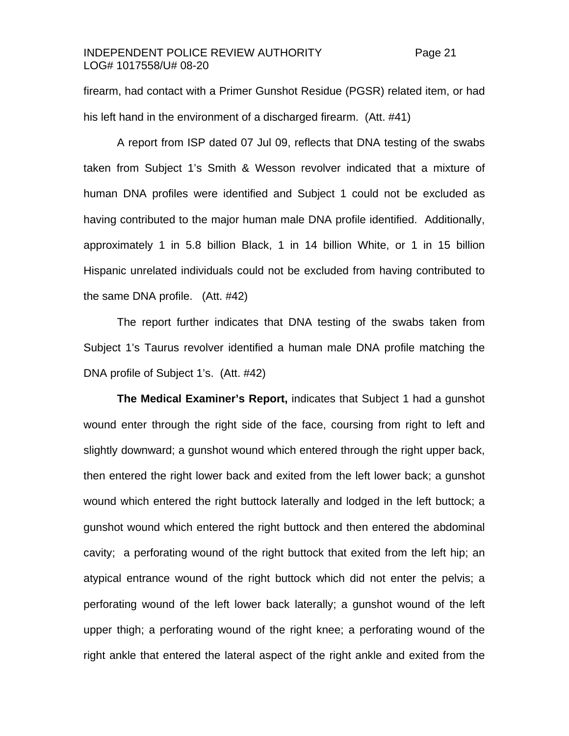firearm, had contact with a Primer Gunshot Residue (PGSR) related item, or had his left hand in the environment of a discharged firearm. (Att. #41)

A report from ISP dated 07 Jul 09, reflects that DNA testing of the swabs taken from Subject 1's Smith & Wesson revolver indicated that a mixture of human DNA profiles were identified and Subject 1 could not be excluded as having contributed to the major human male DNA profile identified. Additionally, approximately 1 in 5.8 billion Black, 1 in 14 billion White, or 1 in 15 billion Hispanic unrelated individuals could not be excluded from having contributed to the same DNA profile. (Att. #42)

The report further indicates that DNA testing of the swabs taken from Subject 1's Taurus revolver identified a human male DNA profile matching the DNA profile of Subject 1's. (Att. #42)

**The Medical Examiner's Report,** indicates that Subject 1 had a gunshot wound enter through the right side of the face, coursing from right to left and slightly downward; a gunshot wound which entered through the right upper back, then entered the right lower back and exited from the left lower back; a gunshot wound which entered the right buttock laterally and lodged in the left buttock; a gunshot wound which entered the right buttock and then entered the abdominal cavity; a perforating wound of the right buttock that exited from the left hip; an atypical entrance wound of the right buttock which did not enter the pelvis; a perforating wound of the left lower back laterally; a gunshot wound of the left upper thigh; a perforating wound of the right knee; a perforating wound of the right ankle that entered the lateral aspect of the right ankle and exited from the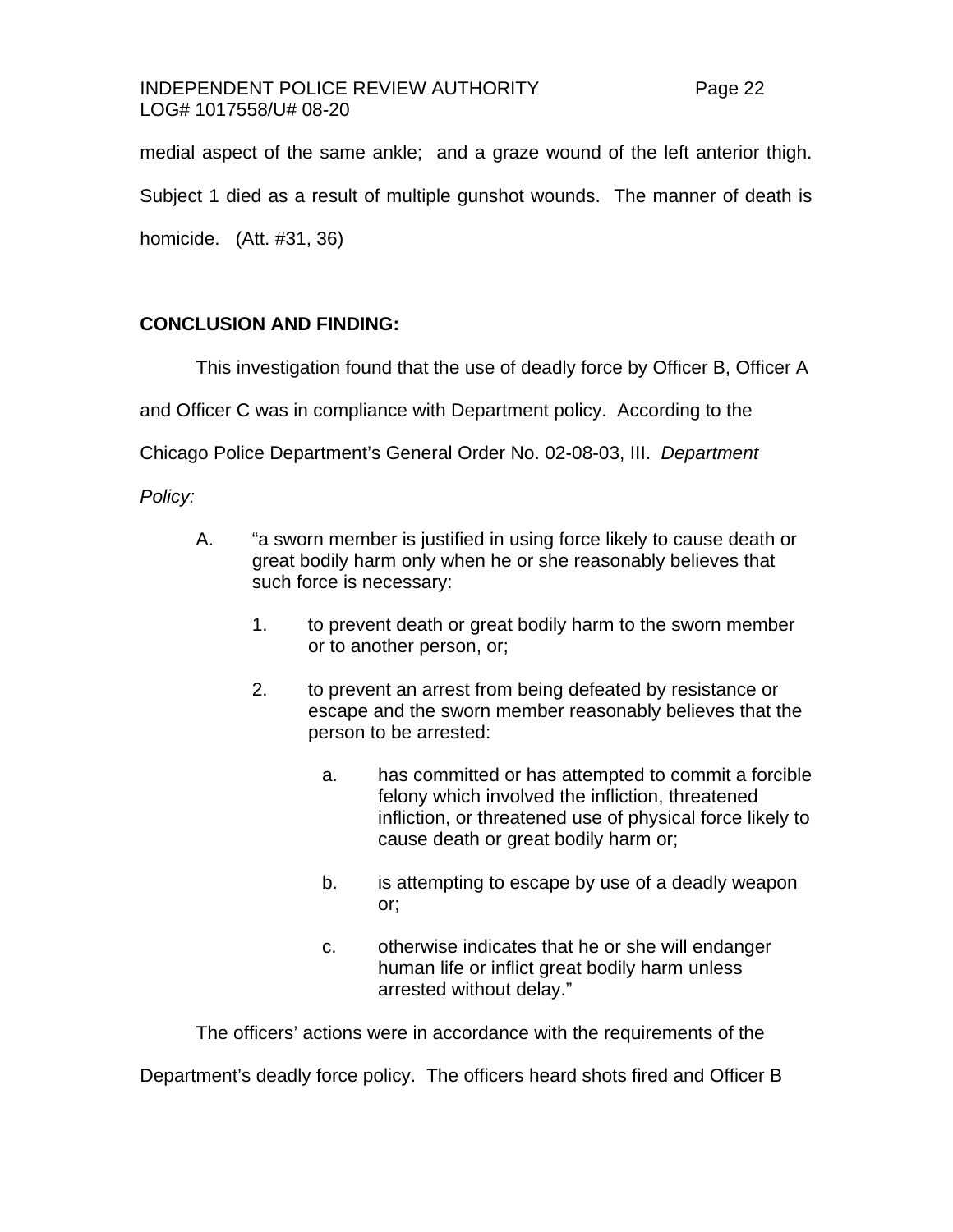medial aspect of the same ankle; and a graze wound of the left anterior thigh. Subject 1 died as a result of multiple gunshot wounds. The manner of death is homicide. (Att. #31, 36)

**CONCLUSION AND FINDING:**

This investigation found that the use of deadly force by Officer B, Officer A and Officer C was in compliance with Department policy. According to the Chicago Police Department's General Order No. 02-08-03, III. *Department Policy:*

A. "a sworn member is justified in using force likely to cause death or great bodily harm only when he or she reasonably believes that such force is necessary:

   1. to prevent death or great bodily harm to the sworn member or to another person, or;

   2. to prevent an arrest from being defeated by resistance or escape and the sworn member reasonably believes that the person to be arrested:

      a. has committed or has attempted to commit a forcible felony which involved the infliction, threatened infliction, or threatened use of physical force likely to cause death or great bodily harm or;

      b. is attempting to escape by use of a deadly weapon or;

      c. otherwise indicates that he or she will endanger human life or inflict great bodily harm unless arrested without delay."

The officers' actions were in accordance with the requirements of the Department's deadly force policy. The officers heard shots fired and Officer B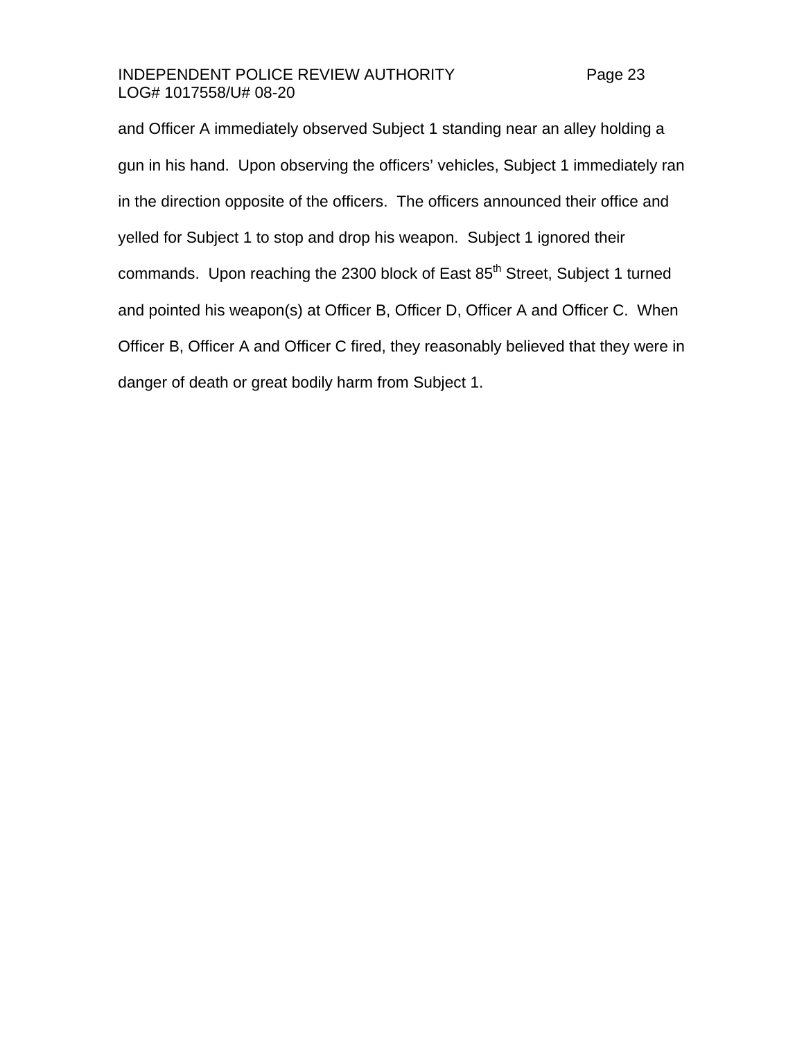and Officer A immediately observed Subject 1 standing near an alley holding a gun in his hand. Upon observing the officers' vehicles, Subject 1 immediately ran in the direction opposite of the officers. The officers announced their office and yelled for Subject 1 to stop and drop his weapon. Subject 1 ignored their commands. Upon reaching the 2300 block of East 85th Street, Subject 1 turned and pointed his weapon(s) at Officer B, Officer D, Officer A and Officer C. When Officer B, Officer A and Officer C fired, they reasonably believed that they were in danger of death or great bodily harm from Subject 1.